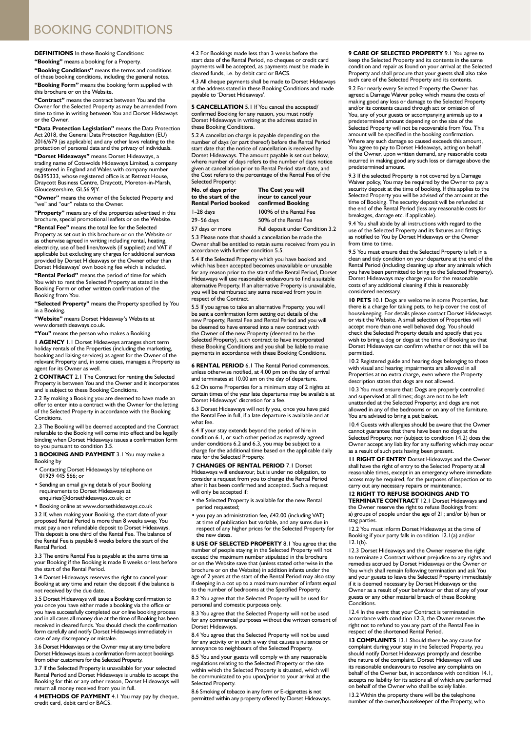# BOOKING CONDITIONS

**DEFINITIONS** In these Booking Conditions:

**"Booking"** means a booking for a Property.

**"Booking Conditions"** means the terms and conditions of these booking conditions, including the general notes.

**"Booking Form"** means the booking form supplied with this brochure or on the Website.

**"Contract"** means the contract between You and the Owner for the Selected Property as may be amended from time to time in writing between You and Dorset Hideaways or the Owner.

**"Data Protection Legislation"** means the Data Protection Act 2018, the General Data Protection Regulation (EU) 2016/679 (as applicable) and any other laws relating to the protection of personal data and the privacy of individuals.

**"Dorset Hideaways"** means Dorset Hideaways, a trading name of Cotswolds Hideaways Limited, a company registered in England and Wales with company number 06395333, whose registered office is at Retreat House, Draycott Business Centre, Draycott, Moreton-in-Marsh, Gloucestershire, GL56 9JY.

**"Owner"** means the owner of the Selected Property and "we" and "our" relate to the Owner.

**"Property"** means any of the properties advertised in this brochure, special promotional leaflets or on the Website.

**"Rental Fee"** means the total fee for the Selected Property as set out in this brochure or on the Website or as otherwise agreed in writing including rental, heating, electricity, use of bed linen/towels (if supplied) and VAT if applicable but excluding any charges for additional services provided by Dorset Hideaways or the Owner other than Dorset Hideaways' own booking fee which is included.

**"Rental Period"** means the period of time for which You wish to rent the Selected Property as stated in the Booking Form or other written confirmation of the Booking from You.

**"Selected Property"** means the Property specified by You in a Booking.

**"Website"** means Dorset Hideaway's Website at www.dorsethideaways.co.uk.

**"You"** means the person who makes a Booking.

**1 AGENCY** 1.1 Dorset Hideaways arranges short term holiday rentals of the Properties (including the marketing, booking and liaising services) as agent for the Owner of the relevant Property and, in some cases, manages a Property as agent for its Owner as well.

**2 CONTRACT** 2.1 The Contract for renting the Selected Property is between You and the Owner and it incorporates and is subject to these Booking Conditions.

2.2 By making a Booking you are deemed to have made an offer to enter into a contract with the Owner for the letting of the Selected Property in accordance with the Booking Conditions.

2.3 The Booking will be deemed accepted and the Contract referable to the Booking will come into effect and be legally binding when Dorset Hideaways issues a confirmation form to you pursuant to condition 3.5.

**3 BOOKING AND PAYMENT** 3.1 You may make a Booking by

- Contacting Dorset Hideaways by telephone on 01929 445 566; or
- Sending an email giving details of your Booking requirements to Dorset Hideaways at enquiries@dorsethideaways.co.uk; or
- Booking online at www.dorsethideaways.co.uk

3.2 If, when making your Booking, the start date of your proposed Rental Period is more than 8 weeks away, You must pay a non refundable deposit to Dorset Hideaways. This deposit is one third of the Rental Fee. The balance of the Rental Fee is payable 8 weeks before the start of the Rental Period.

3.3 The entire Rental Fee is payable at the same time as your Booking if the Booking is made 8 weeks or less before the start of the Rental Period.

3.4 Dorset Hideaways reserves the right to cancel your Booking at any time and retain the deposit if the balance is not received by the due date.

3.5 Dorset Hideaways will issue a Booking confirmation to you once you have either made a booking via the office or you have successfully completed our online booking process and in all cases all money due at the time of Booking has been received in cleared funds. You should check the confirmation form carefully and notify Dorset Hideaways immediately in case of any discrepancy or mistake.

3.6 Dorset Hideaways or the Owner may at any time before Dorset Hideaways issues a confirmation form accept bookings from other customers for the Selected Property.

3.7 If the Selected Property is unavailable for your selected Rental Period and Dorset Hideaways is unable to accept the Booking for this or any other reason, Dorset Hideaways will return all money received from you in full.

**4 METHODS OF PAYMENT** 4.1 You may pay by cheque, credit card, debit card or BACS.

4.2 For Bookings made less than 3 weeks before the start date of the Rental Period, no cheques or credit card payments will be accepted, as payments must be made in cleared funds, i.e. by debit card or BACS.

4.3 All cheque payments shall be made to Dorset Hideaways at the address stated in these Booking Conditions and made payable to 'Dorset Hideaways'.

**5 CANCELLATION** 5.1 If You cancel the accepted/confirmed Booking for any reason, you must notify Dorset Hideaways in writing at the address stated in these Booking Conditions.

5.2 A cancellation charge is payable depending on the number of days (or part thereof) before the Rental Period start date that the notice of cancellation is received by Dorset Hideaways. The amount payable is set out below, where number of days refers to the number of days notice given at cancellation prior to Rental Period start date, and the Cost refers to the percentage of the Rental Fee of the Selected Property:

| No. of days prior to the start of the Rental Period booked | The Cost you will incur to cancel your confirmed Booking |
|---|---|
| 1–28 days | 100% of the Rental Fee |
| 29–56 days | 50% of the Rental Fee |
| 57 days or more | Full deposit under Condition 3.2 |

5.3 Please note that should a cancellation be made the Owner shall be entitled to retain sums received from you in accordance with further condition 5.5.

5.4 If the Selected Property which you have booked and which has been accepted becomes unavailable or unusable for any reason prior to the start of the Rental Period, Dorset Hideaways will use reasonable endeavours to find a suitable alternative Property. If an alternative Property is unavailable, you will be reimbursed any sums received from you in respect of the Contract.

5.5 If you agree to take an alternative Property, you will be sent a confirmation form setting out details of the new Property, Rental Fee and Rental Period and you will be deemed to have entered into a new contract with the Owner of the new Property (deemed to be the Selected Property), such contract to have incorporated these Booking Conditions and you shall be liable to make payments in accordance with these Booking Conditions.

**6 RENTAL PERIOD** 6.1 The Rental Period commences, unless otherwise notified, at 4.00 pm on the day of arrival and terminates at 10.00 am on the day of departure.

6.2 On some Properties for a minimum stay of 2 nights at certain times of the year late departures may be available at Dorset Hideaways' discretion for a fee.

6.3 Dorset Hideaways will notify you, once you have paid the Rental Fee in full, if a late departure is available and at what fee.

6.4 If your stay extends beyond the period of hire in condition 6.1, or such other period as expressly agreed under conditions 6.2 and 6.3, you may be subject to a charge for the additional time based on the applicable daily rate for the Selected Property.

**7 CHANGES OF RENTAL PERIOD** 7.1 Dorset Hideaways will endeavour, but is under no obligation, to consider a request from you to change the Rental Period after it has been confirmed and accepted. Such a request will only be accepted if:

- the Selected Property is available for the new Rental period requested;
- you pay an administration fee, £42.00 (including VAT) at time of publication but variable, and any sums due in respect of any higher prices for the Selected Property for the new dates.

**8 USE OF SELECTED PROPERTY** 8.1 You agree that the number of people staying in the Selected Property will not exceed the maximum number stipulated in the brochure or on the Website save that (unless stated otherwise in the brochure or on the Website) in addition infants under the age of 2 years at the start of the Rental Period may also stay if sleeping in a cot up to a maximum number of infants equal to the number of bedrooms at the Specified Property.

8.2 You agree that the Selected Property will be used for personal and domestic purposes only.

8.3 You agree that the Selected Property will not be used for any commercial purposes without the written consent of Dorset Hideaways.

8.4 You agree that the Selected Property will not be used for any activity or in such a way that causes a nuisance or annoyance to neighbours of the Selected Property.

8.5 You and your guests will comply with any reasonable regulations relating to the Selected Property or the site within which the Selected Property is situated, which will be communicated to you upon/prior to your arrival at the Selected Property.

8.6 Smoking of tobacco in any form or E-cigarettes is not permitted within any property offered by Dorset Hideaways.

**9 CARE OF SELECTED PROPERTY** 9.1 You agree to keep the Selected Property and its contents in the same condition and repair as found on your arrival at the Selected Property and shall procure that your guests shall also take such care of the Selected Property and its contents.

9.2 For nearly every Selected Property the Owner has agreed a Damage Waiver policy which means the costs of making good any loss or damage to the Selected Property and/or its contents caused through act or omission of You, any of your guests or accompanying animals up to a predetermined amount depending on the size of the Selected Property will not be recoverable from You. This amount will be specified in the booking confirmation. Where any such damage so caused exceeds this amount, You agree to pay to Dorset Hideaways, acting on behalf of the Owner, upon written demand, any reasonable costs incurred in making good any such loss or damage above the predetermined amount.

9.3 If the selected Property is not covered by a Damage Waiver policy, You may be required by the Owner to pay a security deposit at the time of booking. If this applies to the Selected Property you will be advised of the amount at the time of Booking. The security deposit will be refunded at the end of the Rental Period (less any reasonable costs for breakages, damage etc. if applicable).

9.4 You shall abide by all instructions with regard to the use of the Selected Property and its fixtures and fittings as notified to You by Dorset Hideaways or the Owner from time to time.

9.5 You must ensure that the Selected Property is left in a clean and tidy condition on your departure at the end of the Rental Period (including cleaning up after any animals which you have been permitted to bring to the Selected Property). Dorset Hideaways may charge you for the reasonable costs of any additional cleaning if this is reasonably considered necessary.

**10 PETS** 10.1 Dogs are welcome in some Properties, but there is a charge for taking pets, to help cover the cost of housekeeping. For details please contact Dorset Hideaways or visit the Website. A small selection of Properties will accept more than one well behaved dog. You should check the Selected Property details and specify that you wish to bring a dog or dogs at the time of Booking so that Dorset Hideaways can confirm whether or not this will be permitted.

10.2 Registered guide and hearing dogs belonging to those with visual and hearing impairments are allowed in all Properties at no extra charge, even where the Property description states that dogs are not allowed.

10.3 You must ensure that: Dogs are properly controlled and supervised at all times; dogs are not to be left unattended at the Selected Property; and dogs are not allowed in any of the bedrooms or on any of the furniture. You are advised to bring a pet basket.

10.4 Guests with allergies should be aware that the Owner cannot guarantee that there have been no dogs at the Selected Property, nor (subject to condition 14.2) does the Owner accept any liability for any suffering which may occur as a result of such pets having been present.

**11 RIGHT OF ENTRY** Dorset Hideaways and the Owner shall have the right of entry to the Selected Property at all reasonable times, except in an emergency where immediate access may be required, for the purposes of inspection or to carry out any necessary repairs or maintenance.

**12 RIGHT TO REFUSE BOOKINGS AND TO TERMINATE CONTRACT** 12.1 Dorset Hideaways and the Owner reserve the right to refuse Bookings from: a) groups of people under the age of 21; and/or b) hen or stag parties.

12.2 You must inform Dorset Hideaways at the time of Booking if your party falls in condition 12.1(a) and/or 12.1(b).

12.3 Dorset Hideaways and the Owner reserve the right to terminate a Contract without prejudice to any rights and remedies accrued by Dorset Hideaways or the Owner or You which shall remain following termination and ask You and your guests to leave the Selected Property immediately if it is deemed necessary by Dorset Hideaways or the Owner as a result of your behaviour or that of any of your guests or any other material breach of these Booking Conditions.

12.4 In the event that your Contract is terminated in accordance with condition 12.3, the Owner reserves the right not to refund to you any part of the Rental Fee in respect of the shortened Rental Period.

**13 COMPLAINTS** 13.1 Should there be any cause for complaint during your stay in the Selected Property, you should notify Dorset Hideaways promptly and describe the nature of the complaint. Dorset Hideaways will use its reasonable endeavours to resolve any complaints on behalf of the Owner but, in accordance with condition 14.1, accepts no liability for its actions all of which are performed on behalf of the Owner who shall be solely liable.

13.2 Within the property there will be the telephone number of the owner/housekeeper of the Property, who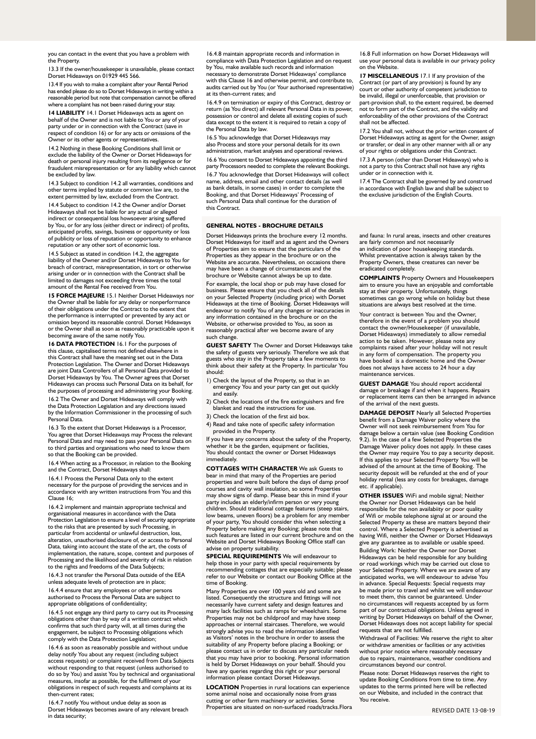you can contact in the event that you have a problem with the Property.

13.3 If the owner/housekeeper is unavailable, please contact Dorset Hideaways on 01929 445 566.

13.4 If you wish to make a complaint after your Rental Period has ended please do so to Dorset Hideaways in writing within a reasonable period but note that compensation cannot be offered where a complaint has not been raised during your stay.

**14 LIABILITY** 14.1 Dorset Hideaways acts as agent on behalf of the Owner and is not liable to You or any of your party under or in connection with the Contract (save in respect of condition 16) or for any acts or omissions of the Owner or its other agents or representatives.

14.2 Nothing in these Booking Conditions shall limit or exclude the liability of the Owner or Dorset Hideaways for death or personal injury resulting from its negligence or for fraudulent misrepresentation or for any liability which cannot be excluded by law.

14.3 Subject to condition 14.2 all warranties, conditions and other terms implied by statute or common law are, to the extent permitted by law, excluded from the Contract.

14.4 Subject to condition 14.2 the Owner and/or Dorset Hideaways shall not be liable for any actual or alleged indirect or consequential loss howsoever arising suffered by You, or for any loss (either direct or indirect) of profits, anticipated profits, savings, business or opportunity or loss of publicity or loss of reputation or opportunity to enhance reputation or any other sort of economic loss.

14.5 Subject as stated in condition 14.2, the aggregate liability of the Owner and/or Dorset Hideaways to You for breach of contract, misrepresentation, in tort or otherwise arising under or in connection with the Contract shall be limited to damages not exceeding three times the total amount of the Rental Fee received from You.

**15 FORCE MAJEURE** 15.1 Neither Dorset Hideaways nor the Owner shall be liable for any delay or nonperformance of their obligations under the Contract to the extent that the performance is interrupted or prevented by any act or omission beyond its reasonable control. Dorset Hideaways or the Owner shall as soon as reasonably practicable upon it becoming aware of the same notify You.

**16 DATA PROTECTION** 16.1 For the purposes of this clause, capitalised terms not defined elsewhere in this Contract shall have the meaning set out in the Data Protection Legislation. The Owner and Dorset Hideaways are joint Data Controllers of all Personal Data provided to Dorset Hideaways by You. The Owner agrees that Dorset Hideaways can process such Personal Data on its behalf, for the purposes of processing and administering your Booking.

16.2 The Owner and Dorset Hideaways will comply with the Data Protection Legislation and any directions issued by the Information Commissioner in the processing of such Personal Data.

16.3 To the extent that Dorset Hideaways is a Processor, You agree that Dorset Hideaways may Process the relevant Personal Data and may need to pass your Personal Data on to third parties and organisations who need to know them so that the Booking can be provided.

16.4 When acting as a Processor, in relation to the Booking and the Contract, Dorset Hideaways shall:

16.4.1 Process the Personal Data only to the extent necessary for the purpose of providing the services and in accordance with any written instructions from You and this Clause 16;

16.4.2 implement and maintain appropriate technical and organisational measures in accordance with the Data Protection Legislation to ensure a level of security appropriate to the risks that are presented by such Processing, in particular from accidental or unlawful destruction, loss, alteration, unauthorised disclosure of, or access to Personal Data, taking into account the state of the art, the costs of implementation, the nature, scope, context and purposes of Processing and the likelihood and severity of risk in relation to the rights and freedoms of the Data Subjects;

16.4.3 not transfer the Personal Data outside of the EEA unless adequate levels of protection are in place;

16.4.4 ensure that any employees or other persons authorised to Process the Personal Data are subject to appropriate obligations of confidentiality;

16.4.5 not engage any third party to carry out its Processing obligations other than by way of a written contract which confirms that such third party will, at all times during the engagement, be subject to Processing obligations which comply with the Data Protection Legislation;

16.4.6 as soon as reasonably possible and without undue delay notify You about any request (including subject access requests) or complaint received from Data Subjects without responding to that request (unless authorised to do so by You) and assist You by technical and organisational measures, insofar as possible, for the fulfilment of your obligations in respect of such requests and complaints at its then-current rates;

16.4.7 notify You without undue delay as soon as Dorset Hideaways becomes aware of any relevant breach in data security;

16.4.8 maintain appropriate records and information in compliance with Data Protection Legislation and on request by You, make available such records and information necessary to demonstrate Dorset Hideaways' compliance with this Clause 16 and otherwise permit, and contribute to, audits carried out by You (or Your authorised representative) at its then-current rates; and

16.4.9 on termination or expiry of this Contract, destroy or return (as You direct) all relevant Personal Data in its power, possession or control and delete all existing copies of such data except to the extent it is required to retain a copy of the Personal Data by law.

16.5 You acknowledge that Dorset Hideaways may also Process and store your personal details for its own administration, market analyses and operational reviews.

16.6 You consent to Dorset Hideaways appointing the third party Processors needed to complete the relevant Bookings.

16.7 You acknowledge that Dorset Hideaways will collect name, address, email and other contact details (as well as bank details, in some cases) in order to complete the Booking, and that Dorset Hideaways' Processing of such Personal Data shall continue for the duration of this Contract.

16.8 Full information on how Dorset Hideaways will use your personal data is available in our privacy policy on the Website.

**17 MISCELLANEOUS** 17.1 If any provision of the Contract (or part of any provision) is found by any court or other authority of competent jurisdiction to be invalid, illegal or unenforceable, that provision or part-provision shall, to the extent required, be deemed not to form part of the Contract, and the validity and enforceability of the other provisions of the Contract shall not be affected.

17.2 You shall not, without the prior written consent of Dorset Hideaways acting as agent for the Owner, assign or transfer, or deal in any other manner with all or any of your rights or obligations under this Contract.

17.3 A person (other than Dorset Hideaways) who is not a party to this Contract shall not have any rights under or in connection with it.

17.4 The Contract shall be governed by and construed in accordance with English law and shall be subject to the exclusive jurisdiction of the English Courts.

## GENERAL NOTES - BROCHURE DETAILS

Dorset Hideaways prints the brochure every 12 months. Dorset Hideaways for itself and as agent and the Owners of Properties aim to ensure that the particulars of the Properties as they appear in the brochure or on the Website are accurate. Nevertheless, on occasions there may have been a change of circumstances and the brochure or Website cannot always be up to date.

For example, the local shop or pub may have closed for business. Please ensure that you check all of the details on your Selected Property (including price) with Dorset Hideaways at the time of Booking. Dorset Hideaways will endeavour to notify You of any changes or inaccuracies in any information contained in the brochure or on the Website, or otherwise provided to You, as soon as reasonably practical after we become aware of any such change.

**GUEST SAFETY** The Owner and Dorset Hideaways take the safety of guests very seriously. Therefore we ask that guests who stay in the Property take a few moments to think about their safety at the Property. In particular You should:

1) Check the layout of the Property, so that in an emergency You and your party can get out quickly and easily.
2) Check the locations of the fire extinguishers and fire blanket and read the instructions for use.
3) Check the location of the first aid box.
4) Read and take note of specific safety information provided in the Property.

If you have any concerns about the safety of the Property, whether it be the garden, equipment or facilities, You should contact the owner or Dorset Hideaways immediately.

**COTTAGES WITH CHARACTER** We ask Guests to bear in mind that many of the Properties are period properties and were built before the days of damp proof courses and cavity wall insulation, so some Properties may show signs of damp. Please bear this in mind if your party includes an elderly/infirm person or very young children. Should traditional cottage features (steep stairs, low beams, uneven floors) be a problem for any member of your party, You should consider this when selecting a Property before making any Booking; please note that such features are listed in our current brochure and on the Website and Dorset Hideaways Booking Office staff can advise on property suitability.

**SPECIAL REQUIREMENTS** We will endeavour to help those in your party with special requirements by recommending cottages that are especially suitable; please refer to our Website or contact our Booking Office at the time of Booking.

Many Properties are over 100 years old and some are listed. Consequently the structure and fittings will not necessarily have current safety and design features and many lack facilities such as ramps for wheelchairs. Some Properties may not be childproof and may have steep approaches or internal staircases. Therefore, we would strongly advise you to read the information identified as Visitors' notes in the brochure in order to assess the suitability of any Property before placing a Booking; or please contact us in order to discuss any particular needs that you may have prior to booking. Personal information is held by Dorset Hideaways on your behalf. Should you have any queries regarding this right or your personal information please contact Dorset Hideaways.

**LOCATION** Properties in rural locations can experience some animal noise and occasionally noise from grass cutting or other farm machinery or activities. Some Properties are situated on non-surfaced roads/tracks.Flora and fauna: In rural areas, insects and other creatures are fairly common and not necessarily an indication of poor housekeeping standards. Whilst preventative action is always taken by the Property Owners, these creatures can never be eradicated completely.

**COMPLAINTS** Property Owners and Housekeepers aim to ensure you have an enjoyable and comfortable stay at their property. Unfortunately, things sometimes can go wrong while on holiday but these situations are always best resolved at the time.

Your contract is between You and the Owner, therefore in the event of a problem you should contact the owner/Housekeeper (if unavailable, Dorset Hideaways) immediately to allow remedial action to be taken. However, please note any complaints raised after your holiday will not result in any form of compensation. The property you have booked is a domestic home and the Owner does not always have access to 24 hour a day maintenance services.

**GUEST DAMAGE** You should report accidental damage or breakage if and when it happens. Repairs or replacement items can then be arranged in advance of the arrival of the next guests.

**DAMAGE DEPOSIT** Nearly all Selected Properties benefit from a Damage Waiver policy where the Owner will not seek reimbursement from You for damage below a certain value (see Booking Condition 9.2). In the case of a few Selected Properties the Damage Waiver policy does not apply. In these cases the Owner may require You to pay a security deposit. If this applies to your Selected Property You will be advised of the amount at the time of Booking. The security deposit will be refunded at the end of your holiday rental (less any costs for breakages, damage etc. if applicable).

**OTHER ISSUES** WiFi and mobile signal; Neither the Owner nor Dorset Hideaways can be held responsible for the non availabiity or poor quality of Wifi or mobile telephone signal at or around the Selected Property as these are matters beyond their control. Where a Selected Property is advertised as having Wifi, neither the Owner or Dorset Hideaways give any guarantee as to available or usable speed.

Building Work: Neither the Owner nor Dorset Hideaways can be held responsible for any building or road workings which may be carried out close to your Selected Property. Where we are aware of any anticipated works, we will endeavour to advise You in advance. Special Requests: Special requests may be made prior to travel and whilst we will endeavour to meet them, this cannot be guaranteed. Under no circumstances will requests accepted by us form part of our contractual obligations. Unless agreed in writing by Dorset Hideaways on behalf of the Owner, Dorset Hideaways does not accept liability for special requests that are not fulfilled.

Withdrawal of Facilities: We reserve the right to alter or withdraw amenities or facilities or any activities without prior notice where reasonably necessary due to repairs, maintenance, weather conditions and circumstances beyond our control.

Please note: Dorset Hideaways reserves the right to update Booking Conditions from time to time. Any updates to the terms printed here will be reflected on our Website, and included in the contract that You receive.

REVISED DATE 13-08-19